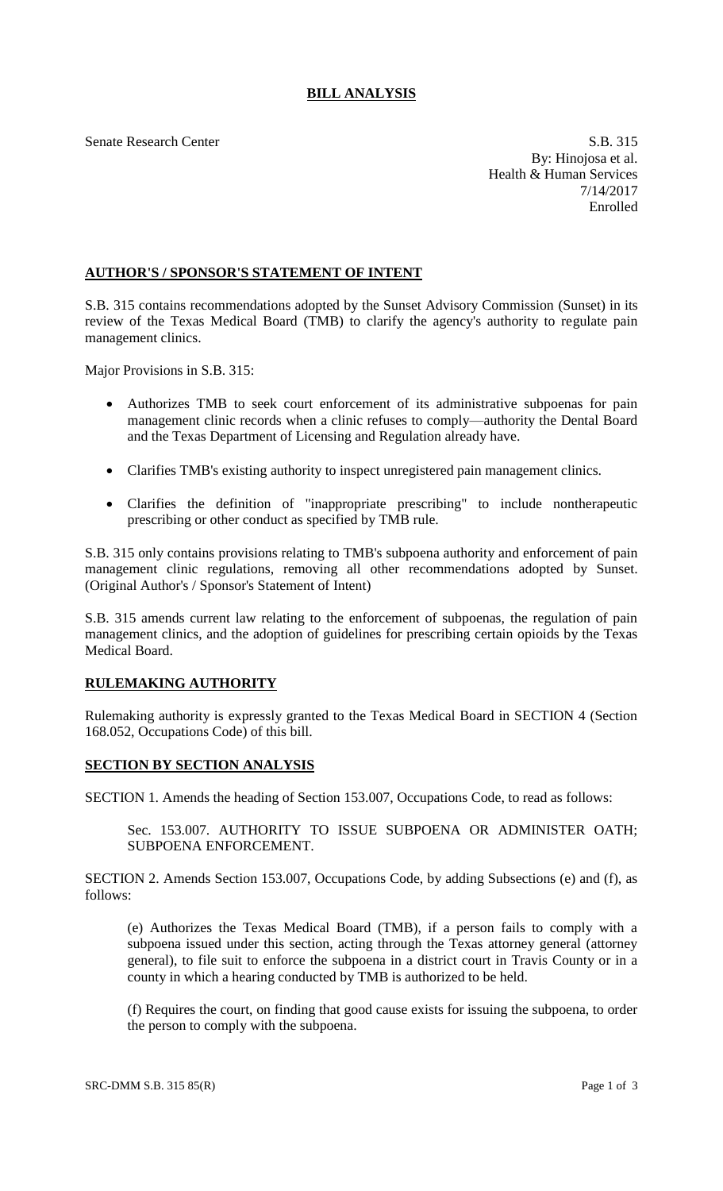# BILL ANALYSIS

Senate Research Center S.B. 315
By: Hinojosa et al.
Health & Human Services
7/14/2017
Enrolled

## AUTHOR'S / SPONSOR'S STATEMENT OF INTENT

S.B. 315 contains recommendations adopted by the Sunset Advisory Commission (Sunset) in its review of the Texas Medical Board (TMB) to clarify the agency's authority to regulate pain management clinics.

Major Provisions in S.B. 315:

- Authorizes TMB to seek court enforcement of its administrative subpoenas for pain management clinic records when a clinic refuses to comply—authority the Dental Board and the Texas Department of Licensing and Regulation already have.
- Clarifies TMB's existing authority to inspect unregistered pain management clinics.
- Clarifies the definition of "inappropriate prescribing" to include nontherapeutic prescribing or other conduct as specified by TMB rule.

S.B. 315 only contains provisions relating to TMB's subpoena authority and enforcement of pain management clinic regulations, removing all other recommendations adopted by Sunset. (Original Author's / Sponsor's Statement of Intent)

S.B. 315 amends current law relating to the enforcement of subpoenas, the regulation of pain management clinics, and the adoption of guidelines for prescribing certain opioids by the Texas Medical Board.

## RULEMAKING AUTHORITY

Rulemaking authority is expressly granted to the Texas Medical Board in SECTION 4 (Section 168.052, Occupations Code) of this bill.

## SECTION BY SECTION ANALYSIS

SECTION 1. Amends the heading of Section 153.007, Occupations Code, to read as follows:

Sec. 153.007. AUTHORITY TO ISSUE SUBPOENA OR ADMINISTER OATH; SUBPOENA ENFORCEMENT.

SECTION 2. Amends Section 153.007, Occupations Code, by adding Subsections (e) and (f), as follows:

(e) Authorizes the Texas Medical Board (TMB), if a person fails to comply with a subpoena issued under this section, acting through the Texas attorney general (attorney general), to file suit to enforce the subpoena in a district court in Travis County or in a county in which a hearing conducted by TMB is authorized to be held.

(f) Requires the court, on finding that good cause exists for issuing the subpoena, to order the person to comply with the subpoena.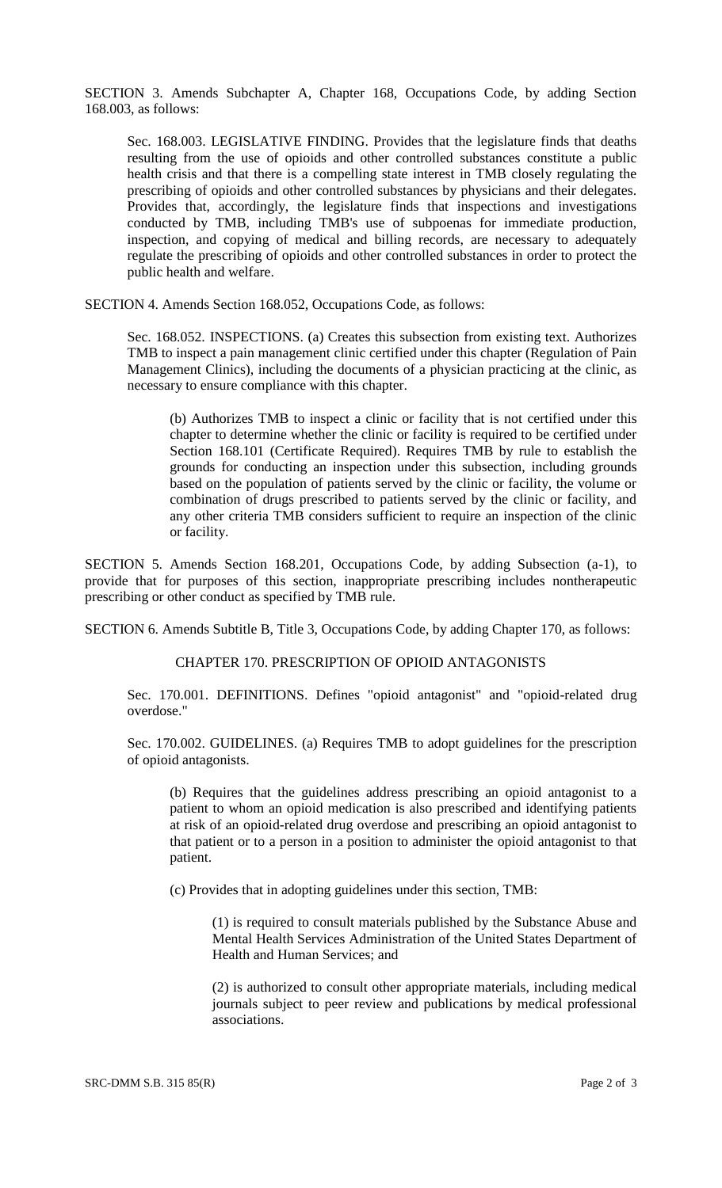SECTION 3. Amends Subchapter A, Chapter 168, Occupations Code, by adding Section 168.003, as follows:

Sec. 168.003. LEGISLATIVE FINDING. Provides that the legislature finds that deaths resulting from the use of opioids and other controlled substances constitute a public health crisis and that there is a compelling state interest in TMB closely regulating the prescribing of opioids and other controlled substances by physicians and their delegates. Provides that, accordingly, the legislature finds that inspections and investigations conducted by TMB, including TMB's use of subpoenas for immediate production, inspection, and copying of medical and billing records, are necessary to adequately regulate the prescribing of opioids and other controlled substances in order to protect the public health and welfare.

SECTION 4. Amends Section 168.052, Occupations Code, as follows:

Sec. 168.052. INSPECTIONS. (a) Creates this subsection from existing text. Authorizes TMB to inspect a pain management clinic certified under this chapter (Regulation of Pain Management Clinics), including the documents of a physician practicing at the clinic, as necessary to ensure compliance with this chapter.

(b) Authorizes TMB to inspect a clinic or facility that is not certified under this chapter to determine whether the clinic or facility is required to be certified under Section 168.101 (Certificate Required). Requires TMB by rule to establish the grounds for conducting an inspection under this subsection, including grounds based on the population of patients served by the clinic or facility, the volume or combination of drugs prescribed to patients served by the clinic or facility, and any other criteria TMB considers sufficient to require an inspection of the clinic or facility.

SECTION 5. Amends Section 168.201, Occupations Code, by adding Subsection (a-1), to provide that for purposes of this section, inappropriate prescribing includes nontherapeutic prescribing or other conduct as specified by TMB rule.

SECTION 6. Amends Subtitle B, Title 3, Occupations Code, by adding Chapter 170, as follows:

CHAPTER 170. PRESCRIPTION OF OPIOID ANTAGONISTS

Sec. 170.001. DEFINITIONS. Defines "opioid antagonist" and "opioid-related drug overdose."

Sec. 170.002. GUIDELINES. (a) Requires TMB to adopt guidelines for the prescription of opioid antagonists.

(b) Requires that the guidelines address prescribing an opioid antagonist to a patient to whom an opioid medication is also prescribed and identifying patients at risk of an opioid-related drug overdose and prescribing an opioid antagonist to that patient or to a person in a position to administer the opioid antagonist to that patient.

(c) Provides that in adopting guidelines under this section, TMB:

(1) is required to consult materials published by the Substance Abuse and Mental Health Services Administration of the United States Department of Health and Human Services; and

(2) is authorized to consult other appropriate materials, including medical journals subject to peer review and publications by medical professional associations.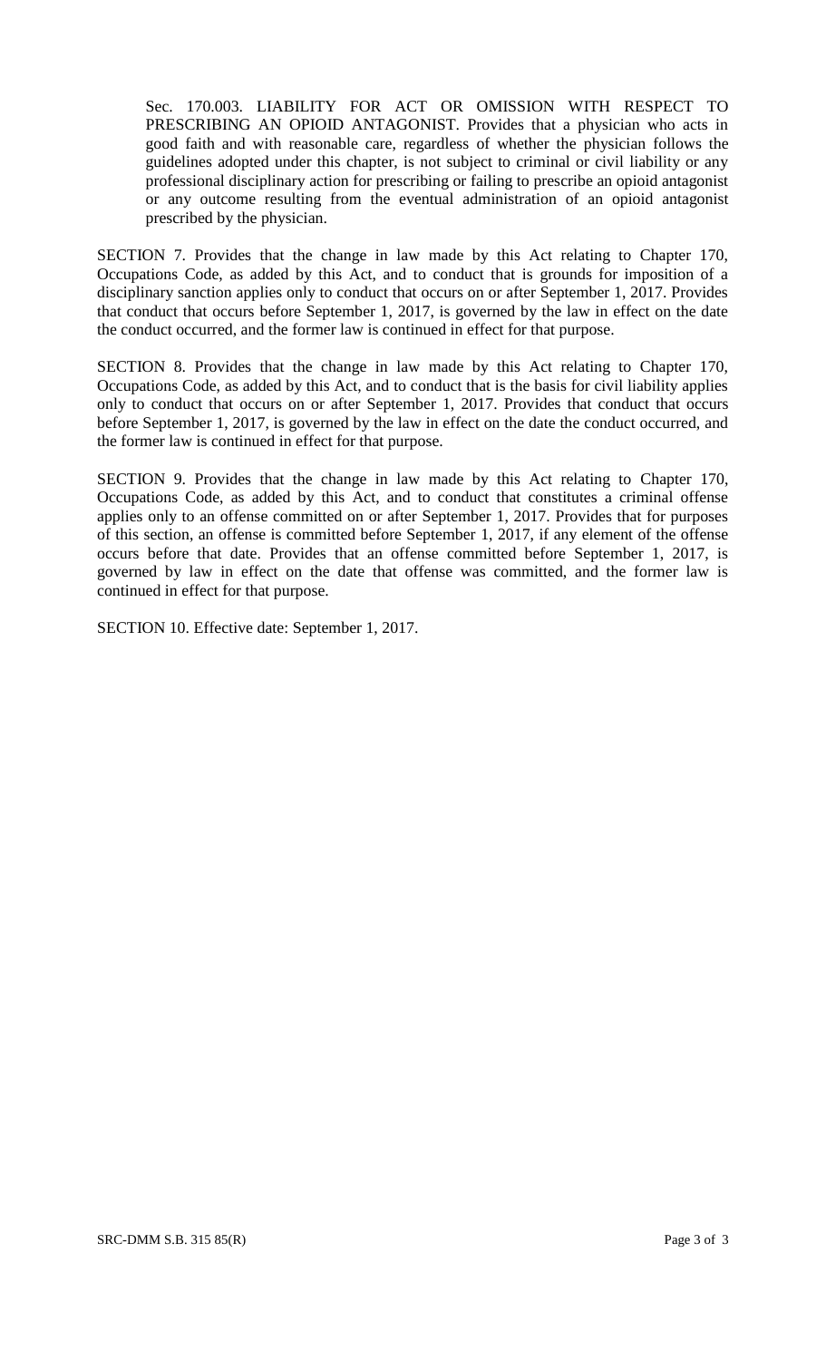Sec. 170.003. LIABILITY FOR ACT OR OMISSION WITH RESPECT TO PRESCRIBING AN OPIOID ANTAGONIST. Provides that a physician who acts in good faith and with reasonable care, regardless of whether the physician follows the guidelines adopted under this chapter, is not subject to criminal or civil liability or any professional disciplinary action for prescribing or failing to prescribe an opioid antagonist or any outcome resulting from the eventual administration of an opioid antagonist prescribed by the physician.

SECTION 7. Provides that the change in law made by this Act relating to Chapter 170, Occupations Code, as added by this Act, and to conduct that is grounds for imposition of a disciplinary sanction applies only to conduct that occurs on or after September 1, 2017. Provides that conduct that occurs before September 1, 2017, is governed by the law in effect on the date the conduct occurred, and the former law is continued in effect for that purpose.

SECTION 8. Provides that the change in law made by this Act relating to Chapter 170, Occupations Code, as added by this Act, and to conduct that is the basis for civil liability applies only to conduct that occurs on or after September 1, 2017. Provides that conduct that occurs before September 1, 2017, is governed by the law in effect on the date the conduct occurred, and the former law is continued in effect for that purpose.

SECTION 9. Provides that the change in law made by this Act relating to Chapter 170, Occupations Code, as added by this Act, and to conduct that constitutes a criminal offense applies only to an offense committed on or after September 1, 2017. Provides that for purposes of this section, an offense is committed before September 1, 2017, if any element of the offense occurs before that date. Provides that an offense committed before September 1, 2017, is governed by law in effect on the date that offense was committed, and the former law is continued in effect for that purpose.

SECTION 10. Effective date: September 1, 2017.